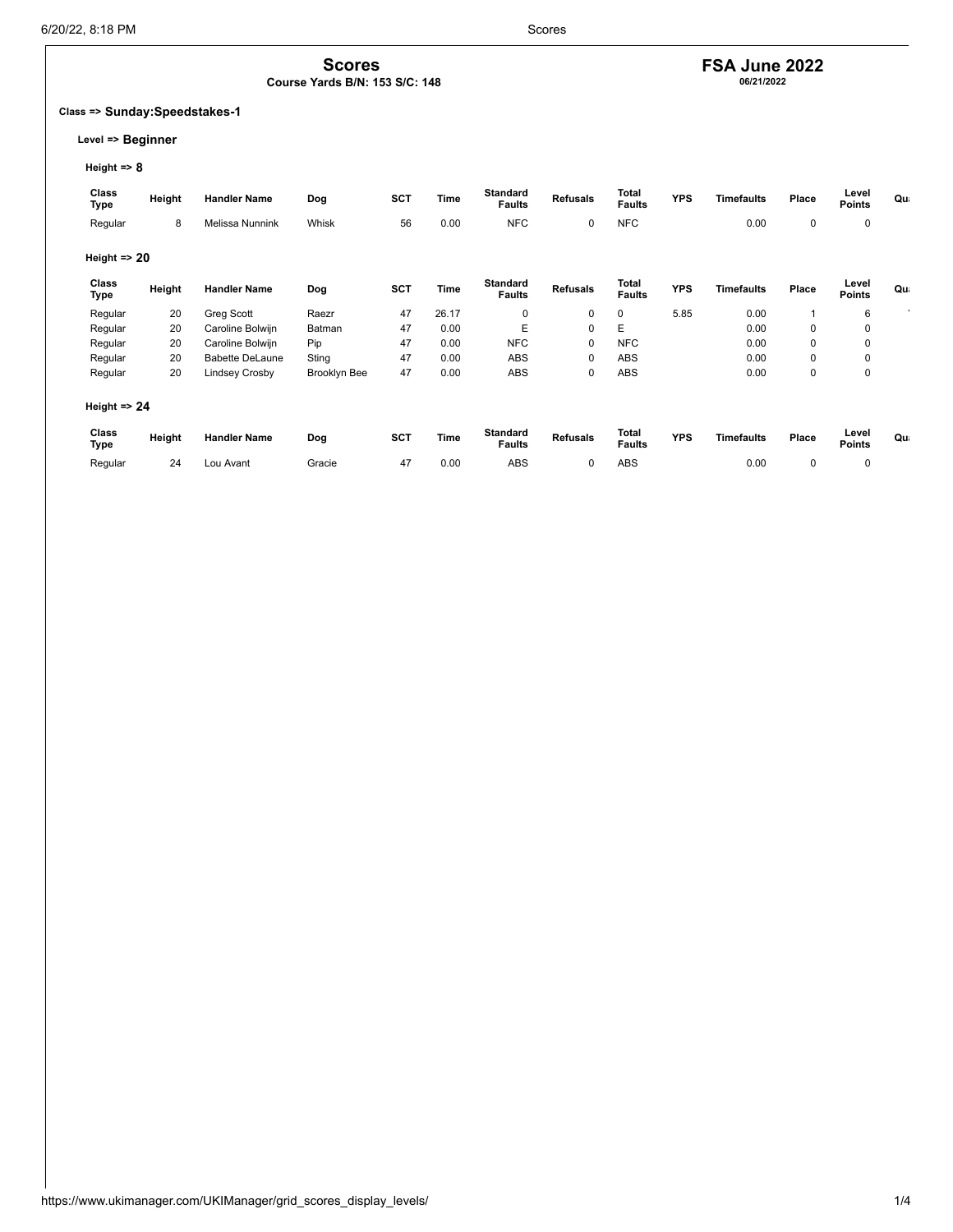# Scores

**Course Yards B/N: 153 S/C: 148**

## FSA June 2022

**06/21/2022**

### Class => Sunday:Speedstakes-1

#### Level => Beginner

**Height => 8**

| Class Type | Height | Handler Name | Dog | SCT | Time | Standard Faults | Refusals | Total Faults | YPS | Timefaults | Place | Level Points | Qu |
|---|---|---|---|---|---|---|---|---|---|---|---|---|---|
| Regular | 8 | Melissa Nunnink | Whisk | 56 | 0.00 | NFC | 0 | NFC | | 0.00 | 0 | 0 | |

**Height => 20**

| Class Type | Height | Handler Name | Dog | SCT | Time | Standard Faults | Refusals | Total Faults | YPS | Timefaults | Place | Level Points | Qu |
|---|---|---|---|---|---|---|---|---|---|---|---|---|---|
| Regular | 20 | Greg Scott | Raezr | 47 | 26.17 | 0 | 0 | 0 | 5.85 | 0.00 | 1 | 6 | ` |
| Regular | 20 | Caroline Bolwijn | Batman | 47 | 0.00 | E | 0 | E | | 0.00 | 0 | 0 | |
| Regular | 20 | Caroline Bolwijn | Pip | 47 | 0.00 | NFC | 0 | NFC | | 0.00 | 0 | 0 | |
| Regular | 20 | Babette DeLaune | Sting | 47 | 0.00 | ABS | 0 | ABS | | 0.00 | 0 | 0 | |
| Regular | 20 | Lindsey Crosby | Brooklyn Bee | 47 | 0.00 | ABS | 0 | ABS | | 0.00 | 0 | 0 | |

**Height => 24**

| Class Type | Height | Handler Name | Dog | SCT | Time | Standard Faults | Refusals | Total Faults | YPS | Timefaults | Place | Level Points | Qu |
|---|---|---|---|---|---|---|---|---|---|---|---|---|---|
| Regular | 24 | Lou Avant | Gracie | 47 | 0.00 | ABS | 0 | ABS | | 0.00 | 0 | 0 | |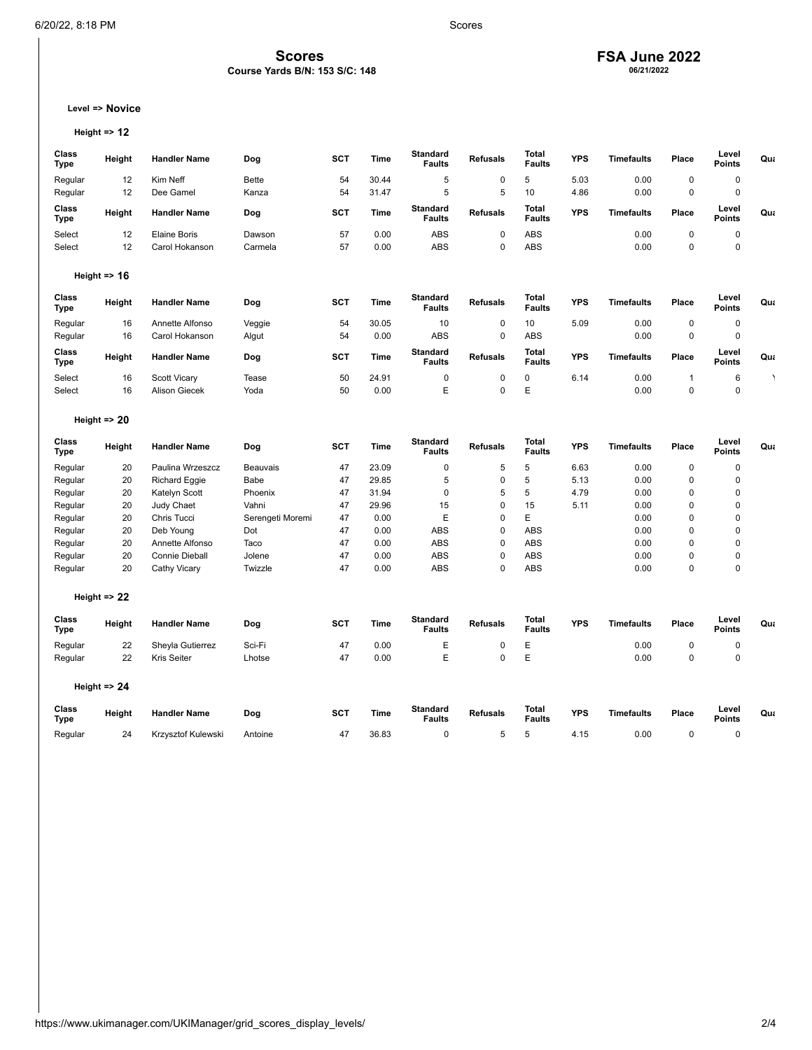# Scores

**Course Yards B/N: 153 S/C: 148**

## FSA June 2022

**06/21/2022**

**Level => Novice**

### Height => 12

| Class Type | Height | Handler Name | Dog | SCT | Time | Standard Faults | Refusals | Total Faults | YPS | Timefaults | Place | Level Points | Qua |
|---|---|---|---|---|---|---|---|---|---|---|---|---|---|
| Regular | 12 | Kim Neff | Bette | 54 | 30.44 | 5 | 0 | 5 | 5.03 | 0.00 | 0 | 0 | |
| Regular | 12 | Dee Gamel | Kanza | 54 | 31.47 | 5 | 5 | 10 | 4.86 | 0.00 | 0 | 0 | |

| Class Type | Height | Handler Name | Dog | SCT | Time | Standard Faults | Refusals | Total Faults | YPS | Timefaults | Place | Level Points | Qua |
|---|---|---|---|---|---|---|---|---|---|---|---|---|---|
| Select | 12 | Elaine Boris | Dawson | 57 | 0.00 | ABS | 0 | ABS | | 0.00 | 0 | 0 | |
| Select | 12 | Carol Hokanson | Carmela | 57 | 0.00 | ABS | 0 | ABS | | 0.00 | 0 | 0 | |

### Height => 16

| Class Type | Height | Handler Name | Dog | SCT | Time | Standard Faults | Refusals | Total Faults | YPS | Timefaults | Place | Level Points | Qua |
|---|---|---|---|---|---|---|---|---|---|---|---|---|---|
| Regular | 16 | Annette Alfonso | Veggie | 54 | 30.05 | 10 | 0 | 10 | 5.09 | 0.00 | 0 | 0 | |
| Regular | 16 | Carol Hokanson | Algut | 54 | 0.00 | ABS | 0 | ABS | | 0.00 | 0 | 0 | |

| Class Type | Height | Handler Name | Dog | SCT | Time | Standard Faults | Refusals | Total Faults | YPS | Timefaults | Place | Level Points | Qua |
|---|---|---|---|---|---|---|---|---|---|---|---|---|---|
| Select | 16 | Scott Vicary | Tease | 50 | 24.91 | 0 | 0 | 0 | 6.14 | 0.00 | 1 | 6 | Y |
| Select | 16 | Alison Giecek | Yoda | 50 | 0.00 | E | 0 | E | | 0.00 | 0 | 0 | |

### Height => 20

| Class Type | Height | Handler Name | Dog | SCT | Time | Standard Faults | Refusals | Total Faults | YPS | Timefaults | Place | Level Points | Qua |
|---|---|---|---|---|---|---|---|---|---|---|---|---|---|
| Regular | 20 | Paulina Wrzeszcz | Beauvais | 47 | 23.09 | 0 | 5 | 5 | 6.63 | 0.00 | 0 | 0 | |
| Regular | 20 | Richard Eggie | Babe | 47 | 29.85 | 5 | 0 | 5 | 5.13 | 0.00 | 0 | 0 | |
| Regular | 20 | Katelyn Scott | Phoenix | 47 | 31.94 | 0 | 5 | 5 | 4.79 | 0.00 | 0 | 0 | |
| Regular | 20 | Judy Chaet | Vahni | 47 | 29.96 | 15 | 0 | 15 | 5.11 | 0.00 | 0 | 0 | |
| Regular | 20 | Chris Tucci | Serengeti Moremi | 47 | 0.00 | E | 0 | E | | 0.00 | 0 | 0 | |
| Regular | 20 | Deb Young | Dot | 47 | 0.00 | ABS | 0 | ABS | | 0.00 | 0 | 0 | |
| Regular | 20 | Annette Alfonso | Taco | 47 | 0.00 | ABS | 0 | ABS | | 0.00 | 0 | 0 | |
| Regular | 20 | Connie Dieball | Jolene | 47 | 0.00 | ABS | 0 | ABS | | 0.00 | 0 | 0 | |
| Regular | 20 | Cathy Vicary | Twizzle | 47 | 0.00 | ABS | 0 | ABS | | 0.00 | 0 | 0 | |

### Height => 22

| Class Type | Height | Handler Name | Dog | SCT | Time | Standard Faults | Refusals | Total Faults | YPS | Timefaults | Place | Level Points | Qua |
|---|---|---|---|---|---|---|---|---|---|---|---|---|---|
| Regular | 22 | Sheyla Gutierrez | Sci-Fi | 47 | 0.00 | E | 0 | E | | 0.00 | 0 | 0 | |
| Regular | 22 | Kris Seiter | Lhotse | 47 | 0.00 | E | 0 | E | | 0.00 | 0 | 0 | |

### Height => 24

| Class Type | Height | Handler Name | Dog | SCT | Time | Standard Faults | Refusals | Total Faults | YPS | Timefaults | Place | Level Points | Qua |
|---|---|---|---|---|---|---|---|---|---|---|---|---|---|
| Regular | 24 | Krzysztof Kulewski | Antoine | 47 | 36.83 | 0 | 5 | 5 | 4.15 | 0.00 | 0 | 0 | |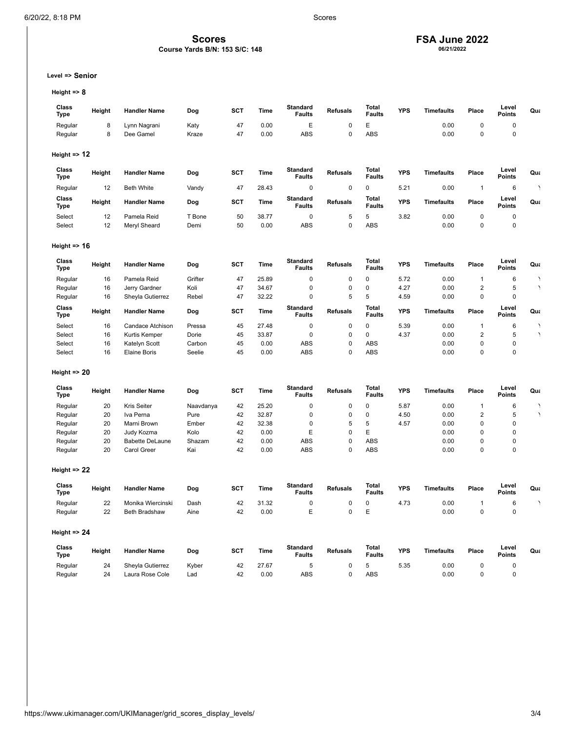# Scores

**Course Yards B/N: 153 S/C: 148**

## FSA June 2022

**06/21/2022**

### Level => Senior

#### Height => 8

| Class Type | Height | Handler Name | Dog | SCT | Time | Standard Faults | Refusals | Total Faults | YPS | Timefaults | Place | Level Points | Qua |
|---|---|---|---|---|---|---|---|---|---|---|---|---|---|
| Regular | 8 | Lynn Nagrani | Katy | 47 | 0.00 | E | 0 | E | | 0.00 | 0 | 0 | |
| Regular | 8 | Dee Gamel | Kraze | 47 | 0.00 | ABS | 0 | ABS | | 0.00 | 0 | 0 | |

#### Height => 12

| Class Type | Height | Handler Name | Dog | SCT | Time | Standard Faults | Refusals | Total Faults | YPS | Timefaults | Place | Level Points | Qua |
|---|---|---|---|---|---|---|---|---|---|---|---|---|---|
| Regular | 12 | Beth White | Vandy | 47 | 28.43 | 0 | 0 | 0 | 5.21 | 0.00 | 1 | 6 | Y |

| Class Type | Height | Handler Name | Dog | SCT | Time | Standard Faults | Refusals | Total Faults | YPS | Timefaults | Place | Level Points | Qua |
|---|---|---|---|---|---|---|---|---|---|---|---|---|---|
| Select | 12 | Pamela Reid | T Bone | 50 | 38.77 | 0 | 5 | 5 | 3.82 | 0.00 | 0 | 0 | |
| Select | 12 | Meryl Sheard | Demi | 50 | 0.00 | ABS | 0 | ABS | | 0.00 | 0 | 0 | |

#### Height => 16

| Class Type | Height | Handler Name | Dog | SCT | Time | Standard Faults | Refusals | Total Faults | YPS | Timefaults | Place | Level Points | Qua |
|---|---|---|---|---|---|---|---|---|---|---|---|---|---|
| Regular | 16 | Pamela Reid | Grifter | 47 | 25.89 | 0 | 0 | 0 | 5.72 | 0.00 | 1 | 6 | Y |
| Regular | 16 | Jerry Gardner | Koli | 47 | 34.67 | 0 | 0 | 0 | 4.27 | 0.00 | 2 | 5 | Y |
| Regular | 16 | Sheyla Gutierrez | Rebel | 47 | 32.22 | 0 | 5 | 5 | 4.59 | 0.00 | 0 | 0 | |

| Class Type | Height | Handler Name | Dog | SCT | Time | Standard Faults | Refusals | Total Faults | YPS | Timefaults | Place | Level Points | Qua |
|---|---|---|---|---|---|---|---|---|---|---|---|---|---|
| Select | 16 | Candace Atchison | Pressa | 45 | 27.48 | 0 | 0 | 0 | 5.39 | 0.00 | 1 | 6 | Y |
| Select | 16 | Kurtis Kemper | Dorie | 45 | 33.87 | 0 | 0 | 0 | 4.37 | 0.00 | 2 | 5 | Y |
| Select | 16 | Katelyn Scott | Carbon | 45 | 0.00 | ABS | 0 | ABS | | 0.00 | 0 | 0 | |
| Select | 16 | Elaine Boris | Seelie | 45 | 0.00 | ABS | 0 | ABS | | 0.00 | 0 | 0 | |

#### Height => 20

| Class Type | Height | Handler Name | Dog | SCT | Time | Standard Faults | Refusals | Total Faults | YPS | Timefaults | Place | Level Points | Qua |
|---|---|---|---|---|---|---|---|---|---|---|---|---|---|
| Regular | 20 | Kris Seiter | Naavdanya | 42 | 25.20 | 0 | 0 | 0 | 5.87 | 0.00 | 1 | 6 | Y |
| Regular | 20 | Iva Perna | Pure | 42 | 32.87 | 0 | 0 | 0 | 4.50 | 0.00 | 2 | 5 | Y |
| Regular | 20 | Marni Brown | Ember | 42 | 32.38 | 0 | 5 | 5 | 4.57 | 0.00 | 0 | 0 | |
| Regular | 20 | Judy Kozma | Kolo | 42 | 0.00 | E | 0 | E | | 0.00 | 0 | 0 | |
| Regular | 20 | Babette DeLaune | Shazam | 42 | 0.00 | ABS | 0 | ABS | | 0.00 | 0 | 0 | |
| Regular | 20 | Carol Greer | Kai | 42 | 0.00 | ABS | 0 | ABS | | 0.00 | 0 | 0 | |

#### Height => 22

| Class Type | Height | Handler Name | Dog | SCT | Time | Standard Faults | Refusals | Total Faults | YPS | Timefaults | Place | Level Points | Qua |
|---|---|---|---|---|---|---|---|---|---|---|---|---|---|
| Regular | 22 | Monika Wiercinski | Dash | 42 | 31.32 | 0 | 0 | 0 | 4.73 | 0.00 | 1 | 6 | Y |
| Regular | 22 | Beth Bradshaw | Aine | 42 | 0.00 | E | 0 | E | | 0.00 | 0 | 0 | |

#### Height => 24

| Class Type | Height | Handler Name | Dog | SCT | Time | Standard Faults | Refusals | Total Faults | YPS | Timefaults | Place | Level Points | Qua |
|---|---|---|---|---|---|---|---|---|---|---|---|---|---|
| Regular | 24 | Sheyla Gutierrez | Kyber | 42 | 27.67 | 5 | 0 | 5 | 5.35 | 0.00 | 0 | 0 | |
| Regular | 24 | Laura Rose Cole | Lad | 42 | 0.00 | ABS | 0 | ABS | | 0.00 | 0 | 0 | |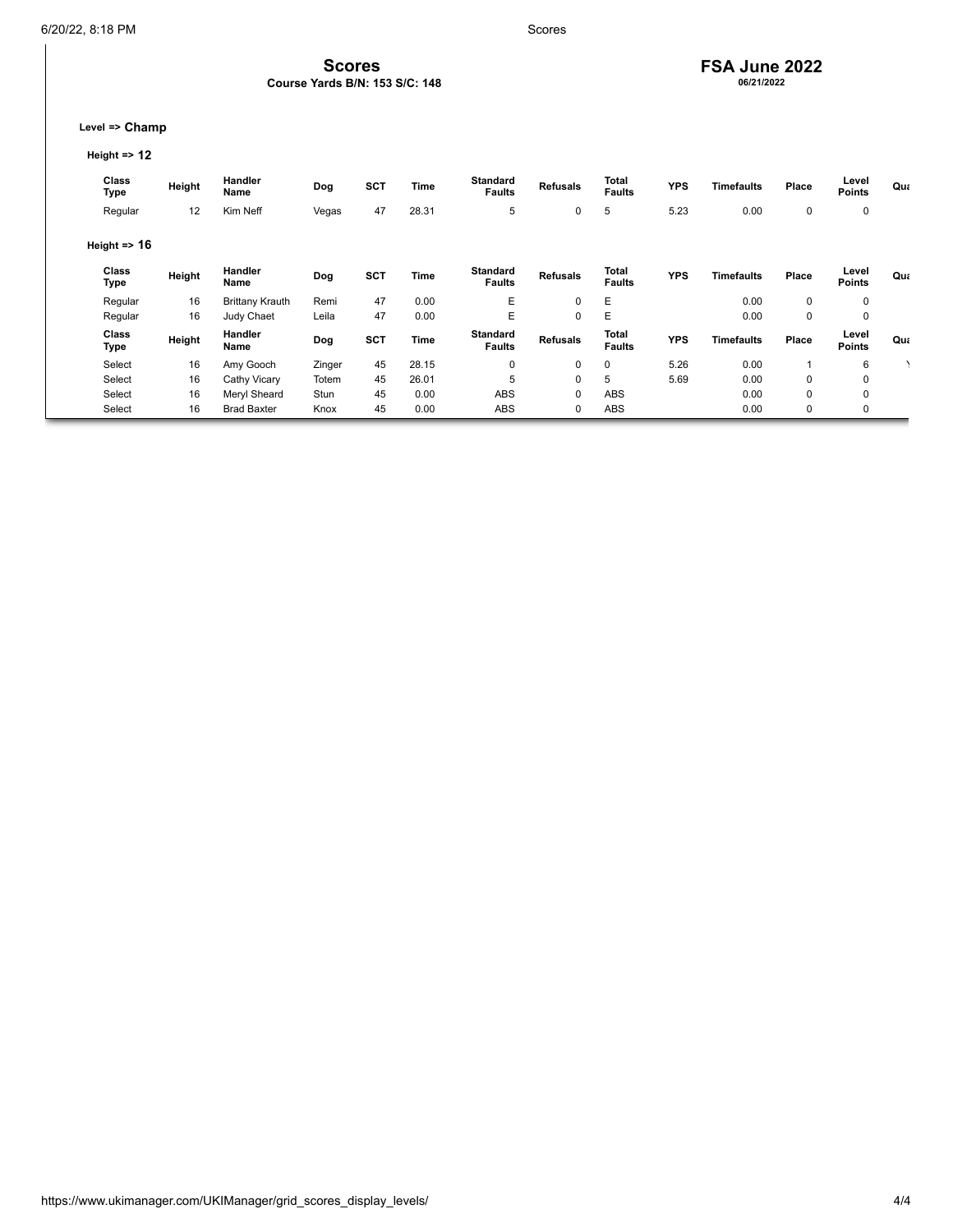# Scores

**Course Yards B/N: 153 S/C: 148**

## FSA June 2022

**06/21/2022**

**Level => Champ**

**Height => 12**

| Class Type | Height | Handler Name | Dog | SCT | Time | Standard Faults | Refusals | Total Faults | YPS | Timefaults | Place | Level Points | Qua |
|---|---|---|---|---|---|---|---|---|---|---|---|---|---|
| Regular | 12 | Kim Neff | Vegas | 47 | 28.31 | 5 | 0 | 5 | 5.23 | 0.00 | 0 | 0 | |

**Height => 16**

| Class Type | Height | Handler Name | Dog | SCT | Time | Standard Faults | Refusals | Total Faults | YPS | Timefaults | Place | Level Points | Qua |
|---|---|---|---|---|---|---|---|---|---|---|---|---|---|
| Regular | 16 | Brittany Krauth | Remi | 47 | 0.00 | E | 0 | E | | 0.00 | 0 | 0 | |
| Regular | 16 | Judy Chaet | Leila | 47 | 0.00 | E | 0 | E | | 0.00 | 0 | 0 | |

| Class Type | Height | Handler Name | Dog | SCT | Time | Standard Faults | Refusals | Total Faults | YPS | Timefaults | Place | Level Points | Qua |
|---|---|---|---|---|---|---|---|---|---|---|---|---|---|
| Select | 16 | Amy Gooch | Zinger | 45 | 28.15 | 0 | 0 | 0 | 5.26 | 0.00 | 1 | 6 | Y |
| Select | 16 | Cathy Vicary | Totem | 45 | 26.01 | 5 | 0 | 5 | 5.69 | 0.00 | 0 | 0 | |
| Select | 16 | Meryl Sheard | Stun | 45 | 0.00 | ABS | 0 | ABS | | 0.00 | 0 | 0 | |
| Select | 16 | Brad Baxter | Knox | 45 | 0.00 | ABS | 0 | ABS | | 0.00 | 0 | 0 | |